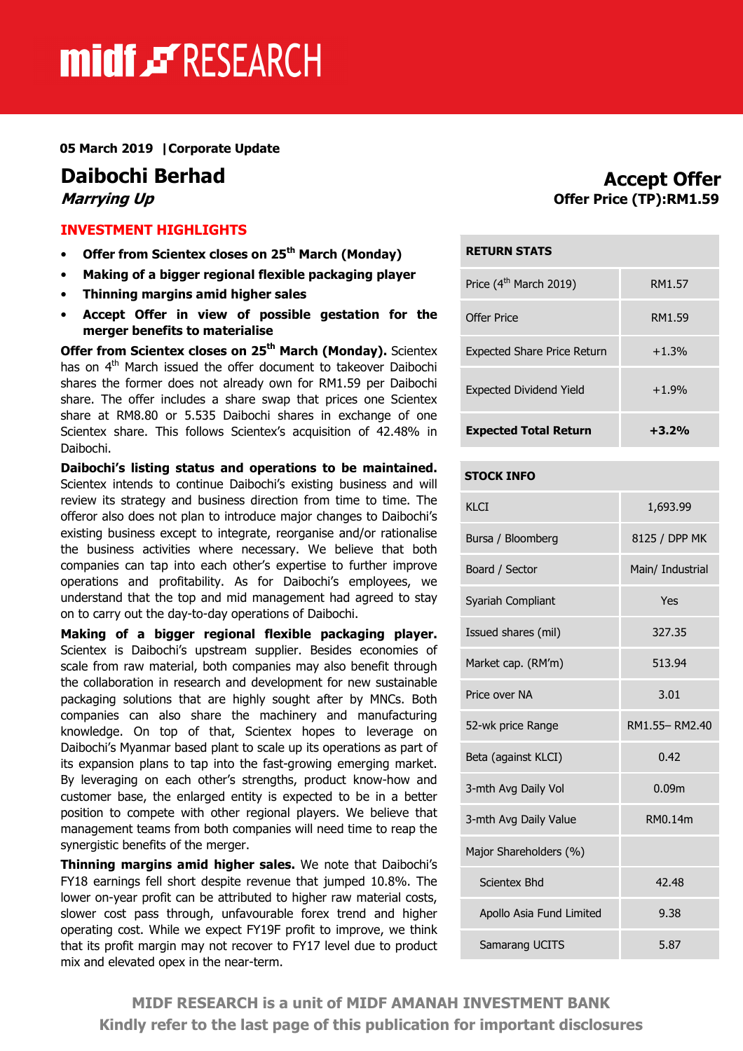**05 March 2019 | Corporate Update**

# Daibochi Berhad

***Marrying Up***

## Accept Offer

**Offer Price (TP):RM1.59**

## INVESTMENT HIGHLIGHTS

- **Offer from Scientex closes on 25th March (Monday)**
- **Making of a bigger regional flexible packaging player**
- **Thinning margins amid higher sales**
- **Accept Offer in view of possible gestation for the merger benefits to materialise**

**Offer from Scientex closes on 25th March (Monday).** Scientex has on 4th March issued the offer document to takeover Daibochi shares the former does not already own for RM1.59 per Daibochi share. The offer includes a share swap that prices one Scientex share at RM8.80 or 5.535 Daibochi shares in exchange of one Scientex share. This follows Scientex's acquisition of 42.48% in Daibochi.

**Daibochi's listing status and operations to be maintained.** Scientex intends to continue Daibochi's existing business and will review its strategy and business direction from time to time. The offeror also does not plan to introduce major changes to Daibochi's existing business except to integrate, reorganise and/or rationalise the business activities where necessary. We believe that both companies can tap into each other's expertise to further improve operations and profitability. As for Daibochi's employees, we understand that the top and mid management had agreed to stay on to carry out the day-to-day operations of Daibochi.

**Making of a bigger regional flexible packaging player.** Scientex is Daibochi's upstream supplier. Besides economies of scale from raw material, both companies may also benefit through the collaboration in research and development for new sustainable packaging solutions that are highly sought after by MNCs. Both companies can also share the machinery and manufacturing knowledge. On top of that, Scientex hopes to leverage on Daibochi's Myanmar based plant to scale up its operations as part of its expansion plans to tap into the fast-growing emerging market. By leveraging on each other's strengths, product know-how and customer base, the enlarged entity is expected to be in a better position to compete with other regional players. We believe that management teams from both companies will need time to reap the synergistic benefits of the merger.

**Thinning margins amid higher sales.** We note that Daibochi's FY18 earnings fell short despite revenue that jumped 10.8%. The lower on-year profit can be attributed to higher raw material costs, slower cost pass through, unfavourable forex trend and higher operating cost. While we expect FY19F profit to improve, we think that its profit margin may not recover to FY17 level due to product mix and elevated opex in the near-term.

| RETURN STATS | |
|---|---|
| Price (4th March 2019) | RM1.57 |
| Offer Price | RM1.59 |
| Expected Share Price Return | +1.3% |
| Expected Dividend Yield | +1.9% |
| **Expected Total Return** | **+3.2%** |

| STOCK INFO | |
|---|---|
| KLCI | 1,693.99 |
| Bursa / Bloomberg | 8125 / DPP MK |
| Board / Sector | Main/ Industrial |
| Syariah Compliant | Yes |
| Issued shares (mil) | 327.35 |
| Market cap. (RM'm) | 513.94 |
| Price over NA | 3.01 |
| 52-wk price Range | RM1.55– RM2.40 |
| Beta (against KLCI) | 0.42 |
| 3-mth Avg Daily Vol | 0.09m |
| 3-mth Avg Daily Value | RM0.14m |
| Major Shareholders (%) | |
| Scientex Bhd | 42.48 |
| Apollo Asia Fund Limited | 9.38 |
| Samarang UCITS | 5.87 |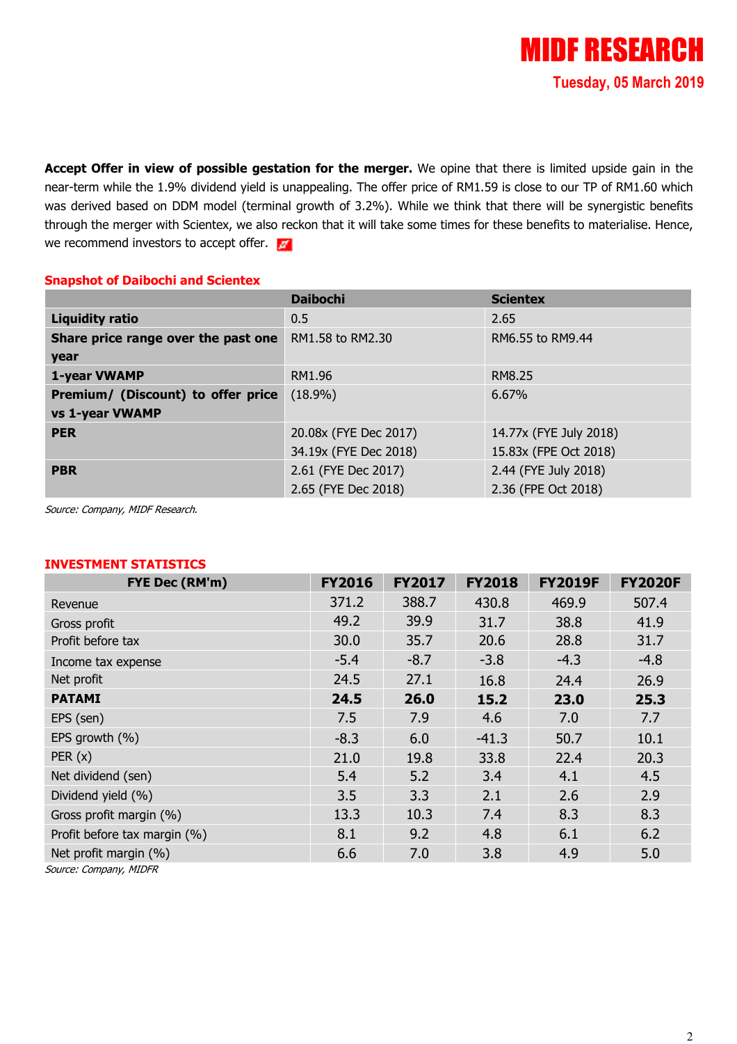**Accept Offer in view of possible gestation for the merger.** We opine that there is limited upside gain in the near-term while the 1.9% dividend yield is unappealing. The offer price of RM1.59 is close to our TP of RM1.60 which was derived based on DDM model (terminal growth of 3.2%). While we think that there will be synergistic benefits through the merger with Scientex, we also reckon that it will take some times for these benefits to materialise. Hence, we recommend investors to accept offer.

**Snapshot of Daibochi and Scientex**

| | Daibochi | Scientex |
|---|---|---|
| **Liquidity ratio** | 0.5 | 2.65 |
| **Share price range over the past one year** | RM1.58 to RM2.30 | RM6.55 to RM9.44 |
| **1-year VWAMP** | RM1.96 | RM8.25 |
| **Premium/ (Discount) to offer price vs 1-year VWAMP** | (18.9%) | 6.67% |
| **PER** | 20.08x (FYE Dec 2017)<br>34.19x (FYE Dec 2018) | 14.77x (FYE July 2018)<br>15.83x (FPE Oct 2018) |
| **PBR** | 2.61 (FYE Dec 2017)<br>2.65 (FYE Dec 2018) | 2.44 (FYE July 2018)<br>2.36 (FPE Oct 2018) |

*Source: Company, MIDF Research.*

**INVESTMENT STATISTICS**

| FYE Dec (RM'm) | FY2016 | FY2017 | FY2018 | FY2019F | FY2020F |
|---|---|---|---|---|---|
| Revenue | 371.2 | 388.7 | 430.8 | 469.9 | 507.4 |
| Gross profit | 49.2 | 39.9 | 31.7 | 38.8 | 41.9 |
| Profit before tax | 30.0 | 35.7 | 20.6 | 28.8 | 31.7 |
| Income tax expense | -5.4 | -8.7 | -3.8 | -4.3 | -4.8 |
| Net profit | 24.5 | 27.1 | 16.8 | 24.4 | 26.9 |
| **PATAMI** | **24.5** | **26.0** | **15.2** | **23.0** | **25.3** |
| EPS (sen) | 7.5 | 7.9 | 4.6 | 7.0 | 7.7 |
| EPS growth (%) | -8.3 | 6.0 | -41.3 | 50.7 | 10.1 |
| PER (x) | 21.0 | 19.8 | 33.8 | 22.4 | 20.3 |
| Net dividend (sen) | 5.4 | 5.2 | 3.4 | 4.1 | 4.5 |
| Dividend yield (%) | 3.5 | 3.3 | 2.1 | 2.6 | 2.9 |
| Gross profit margin (%) | 13.3 | 10.3 | 7.4 | 8.3 | 8.3 |
| Profit before tax margin (%) | 8.1 | 9.2 | 4.8 | 6.1 | 6.2 |
| Net profit margin (%) | 6.6 | 7.0 | 3.8 | 4.9 | 5.0 |

*Source: Company, MIDFR*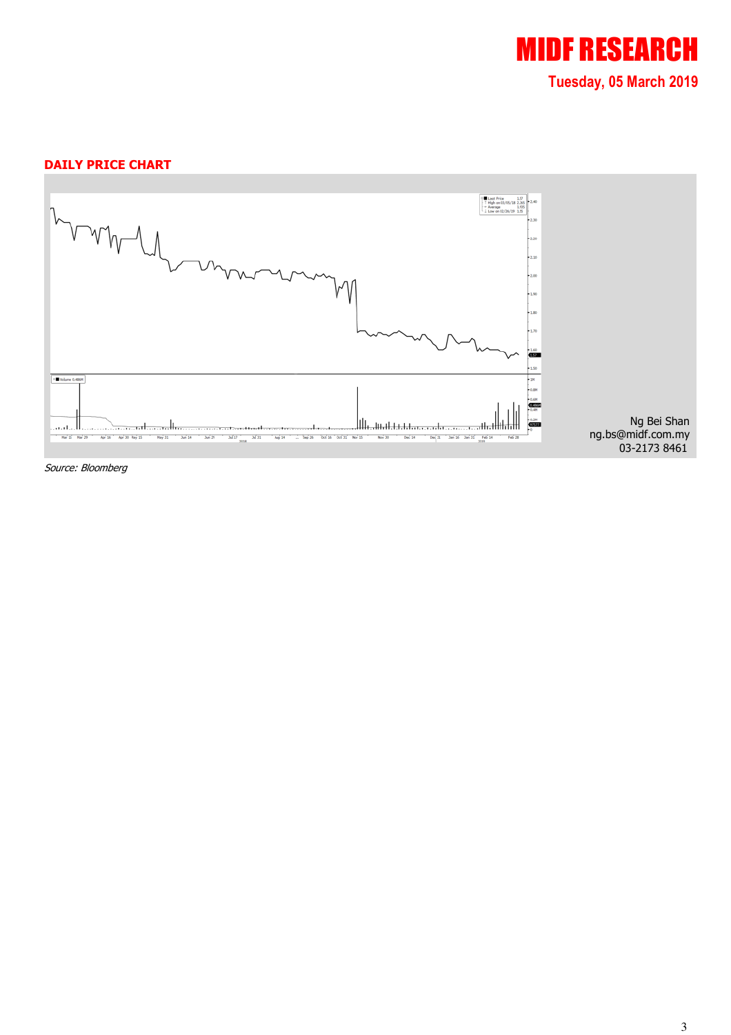## DAILY PRICE CHART

Last Price 1.57
High on 03/05/18 2.365
Average 1.935
Low on 02/26/19 1.55

2.40
2.30
2.20
2.10
2.00
1.90
1.80
1.70
1.60
1.57
1.50

Volume 0.486M

1M
0.8M
0.6M
0.486M
0.4M
0.2M
0

Mar 15 Mar 29 Apr 16 Apr 30 May 15 May 31 Jun 14 Jun 29 Jul 17 Jul 31 Aug 14 Sep 26 Oct 16 Oct 31 Nov 15 Nov 30 Dec 14 Dec 31 Jan 16 Jan 31 Feb 14 Feb 28
2018 2019

Ng Bei Shan
ng.bs@midf.com.my
03-2173 8461

*Source: Bloomberg*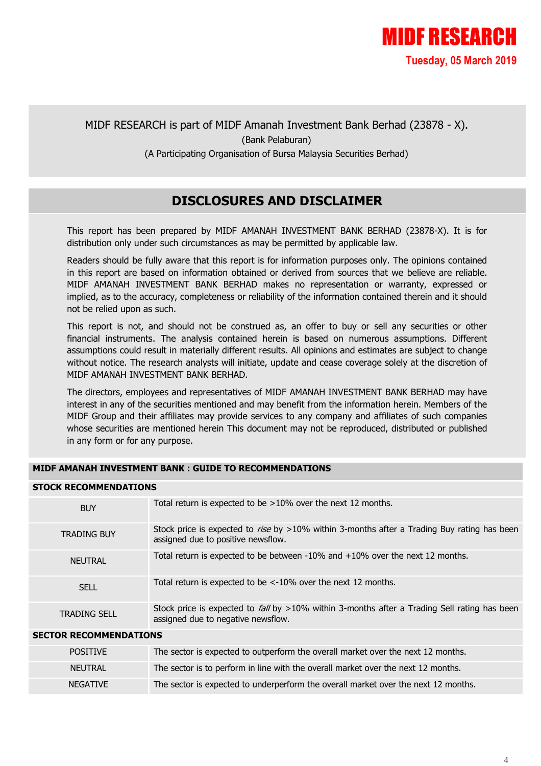MIDF RESEARCH is part of MIDF Amanah Investment Bank Berhad (23878 - X).

(Bank Pelaburan)

(A Participating Organisation of Bursa Malaysia Securities Berhad)

## DISCLOSURES AND DISCLAIMER

This report has been prepared by MIDF AMANAH INVESTMENT BANK BERHAD (23878-X). It is for distribution only under such circumstances as may be permitted by applicable law.

Readers should be fully aware that this report is for information purposes only. The opinions contained in this report are based on information obtained or derived from sources that we believe are reliable. MIDF AMANAH INVESTMENT BANK BERHAD makes no representation or warranty, expressed or implied, as to the accuracy, completeness or reliability of the information contained therein and it should not be relied upon as such.

This report is not, and should not be construed as, an offer to buy or sell any securities or other financial instruments. The analysis contained herein is based on numerous assumptions. Different assumptions could result in materially different results. All opinions and estimates are subject to change without notice. The research analysts will initiate, update and cease coverage solely at the discretion of MIDF AMANAH INVESTMENT BANK BERHAD.

The directors, employees and representatives of MIDF AMANAH INVESTMENT BANK BERHAD may have interest in any of the securities mentioned and may benefit from the information herein. Members of the MIDF Group and their affiliates may provide services to any company and affiliates of such companies whose securities are mentioned herein This document may not be reproduced, distributed or published in any form or for any purpose.

| **MIDF AMANAH INVESTMENT BANK : GUIDE TO RECOMMENDATIONS** | |
|---|---|
| **STOCK RECOMMENDATIONS** | |
| BUY | Total return is expected to be >10% over the next 12 months. |
| TRADING BUY | Stock price is expected to *rise* by >10% within 3-months after a Trading Buy rating has been assigned due to positive newsflow. |
| NEUTRAL | Total return is expected to be between -10% and +10% over the next 12 months. |
| SELL | Total return is expected to be <-10% over the next 12 months. |
| TRADING SELL | Stock price is expected to *fall* by >10% within 3-months after a Trading Sell rating has been assigned due to negative newsflow. |
| **SECTOR RECOMMENDATIONS** | |
| POSITIVE | The sector is expected to outperform the overall market over the next 12 months. |
| NEUTRAL | The sector is to perform in line with the overall market over the next 12 months. |
| NEGATIVE | The sector is expected to underperform the overall market over the next 12 months. |